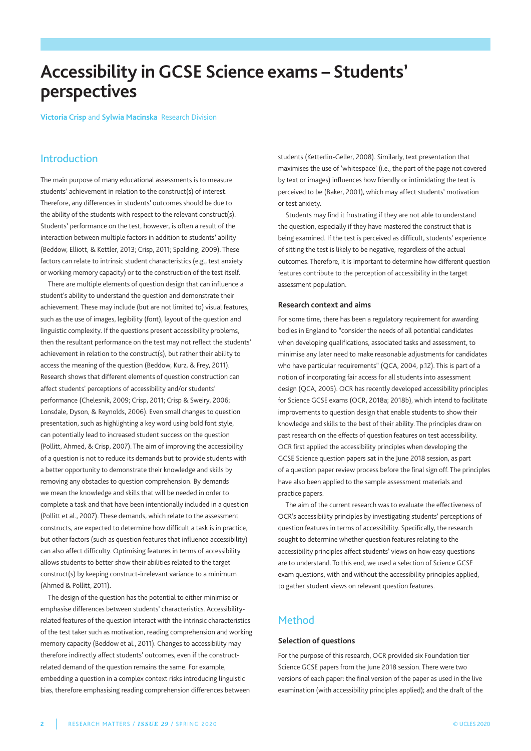# Accessibility in GCSE Science exams – Students' perspectives

**Victoria Crisp** and **Sylwia Macinska** Research Division

## Introduction

The main purpose of many educational assessments is to measure students' achievement in relation to the construct(s) of interest. Therefore, any differences in students' outcomes should be due to the ability of the students with respect to the relevant construct(s). Students' performance on the test, however, is often a result of the interaction between multiple factors in addition to students' ability (Beddow, Elliott, & Kettler, 2013; Crisp, 2011; Spalding, 2009). These factors can relate to intrinsic student characteristics (e.g., test anxiety or working memory capacity) or to the construction of the test itself.

There are multiple elements of question design that can influence a student's ability to understand the question and demonstrate their achievement. These may include (but are not limited to) visual features, such as the use of images, legibility (font), layout of the question and linguistic complexity. If the questions present accessibility problems, then the resultant performance on the test may not reflect the students' achievement in relation to the construct(s), but rather their ability to access the meaning of the question (Beddow, Kurz, & Frey, 2011). Research shows that different elements of question construction can affect students' perceptions of accessibility and/or students' performance (Chelesnik, 2009; Crisp, 2011; Crisp & Sweiry, 2006; Lonsdale, Dyson, & Reynolds, 2006). Even small changes to question presentation, such as highlighting a key word using bold font style, can potentially lead to increased student success on the question (Pollitt, Ahmed, & Crisp, 2007). The aim of improving the accessibility of a question is not to reduce its demands but to provide students with a better opportunity to demonstrate their knowledge and skills by removing any obstacles to question comprehension. By demands we mean the knowledge and skills that will be needed in order to complete a task and that have been intentionally included in a question (Pollitt et al., 2007). These demands, which relate to the assessment constructs, are expected to determine how difficult a task is in practice, but other factors (such as question features that influence accessibility) can also affect difficulty. Optimising features in terms of accessibility allows students to better show their abilities related to the target construct(s) by keeping construct-irrelevant variance to a minimum (Ahmed & Pollitt, 2011).

The design of the question has the potential to either minimise or emphasise differences between students' characteristics. Accessibility-related features of the question interact with the intrinsic characteristics of the test taker such as motivation, reading comprehension and working memory capacity (Beddow et al., 2011). Changes to accessibility may therefore indirectly affect students' outcomes, even if the construct-related demand of the question remains the same. For example, embedding a question in a complex context risks introducing linguistic bias, therefore emphasising reading comprehension differences between students (Ketterlin-Geller, 2008). Similarly, text presentation that maximises the use of 'whitespace' (i.e., the part of the page not covered by text or images) influences how friendly or intimidating the text is perceived to be (Baker, 2001), which may affect students' motivation or test anxiety.

Students may find it frustrating if they are not able to understand the question, especially if they have mastered the construct that is being examined. If the test is perceived as difficult, students' experience of sitting the test is likely to be negative, regardless of the actual outcomes. Therefore, it is important to determine how different question features contribute to the perception of accessibility in the target assessment population.

### Research context and aims

For some time, there has been a regulatory requirement for awarding bodies in England to "consider the needs of all potential candidates when developing qualifications, associated tasks and assessment, to minimise any later need to make reasonable adjustments for candidates who have particular requirements" (QCA, 2004, p.12). This is part of a notion of incorporating fair access for all students into assessment design (QCA, 2005). OCR has recently developed accessibility principles for Science GCSE exams (OCR, 2018a; 2018b), which intend to facilitate improvements to question design that enable students to show their knowledge and skills to the best of their ability. The principles draw on past research on the effects of question features on test accessibility. OCR first applied the accessibility principles when developing the GCSE Science question papers sat in the June 2018 session, as part of a question paper review process before the final sign off. The principles have also been applied to the sample assessment materials and practice papers.

The aim of the current research was to evaluate the effectiveness of OCR's accessibility principles by investigating students' perceptions of question features in terms of accessibility. Specifically, the research sought to determine whether question features relating to the accessibility principles affect students' views on how easy questions are to understand. To this end, we used a selection of Science GCSE exam questions, with and without the accessibility principles applied, to gather student views on relevant question features.

## Method

### Selection of questions

For the purpose of this research, OCR provided six Foundation tier Science GCSE papers from the June 2018 session. There were two versions of each paper: the final version of the paper as used in the live examination (with accessibility principles applied); and the draft of the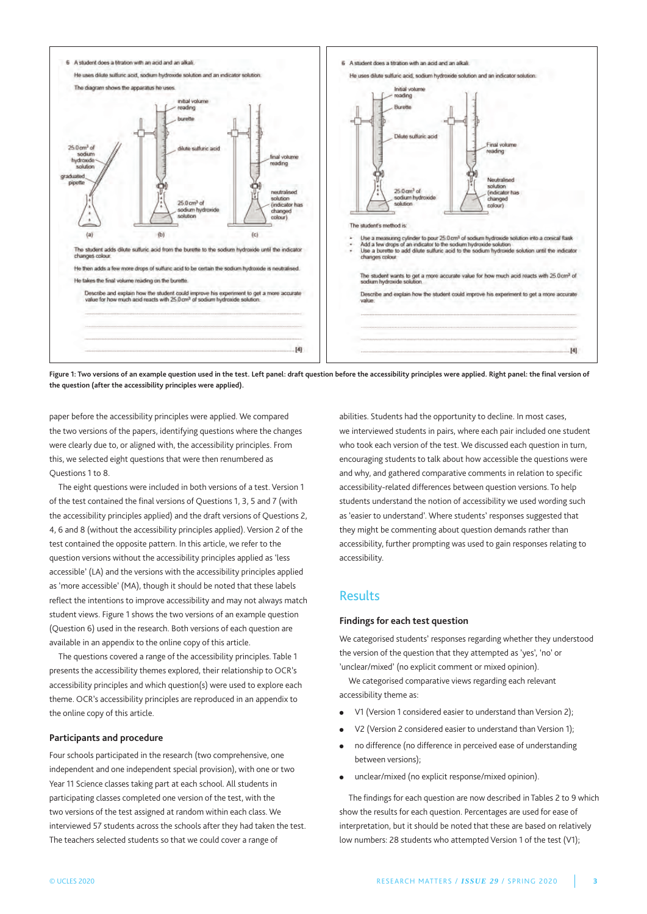6 A student does a titration with an acid and an alkali.

He uses dilute sulfuric acid, sodium hydroxide solution and an indicator solution.

The diagram shows the apparatus he uses.

The student adds dilute sulfuric acid from the burette to the sodium hydroxide until the indicator changes colour.

He then adds a few more drops of sulfuric acid to be certain the sodium hydroxide is neutralised.

He takes the final volume reading on the burette.

Describe and explain how the student could improve his experiment to get a more accurate value for how much acid reacts with 25.0 cm³ of sodium hydroxide solution.

[4]

6 A student does a titration with an acid and an alkali.

He uses dilute sulfuric acid, sodium hydroxide solution and an indicator solution.

The student's method is:

- Use a measuring cylinder to pour 25.0 cm³ of sodium hydroxide solution into a conical flask
- Add a few drops of an indicator to the sodium hydroxide solution
- Use a burette to add dilute sulfuric acid to the sodium hydroxide solution until the indicator changes colour

The student wants to get a more accurate value for how much acid reacts with 25.0 cm³ of sodium hydroxide solution.

Describe and explain how the student could improve his experiment to get a more accurate value.

[4]

**Figure 1: Two versions of an example question used in the test. Left panel: draft question before the accessibility principles were applied. Right panel: the final version of the question (after the accessibility principles were applied).**

paper before the accessibility principles were applied. We compared the two versions of the papers, identifying questions where the changes were clearly due to, or aligned with, the accessibility principles. From this, we selected eight questions that were then renumbered as Questions 1 to 8.

The eight questions were included in both versions of a test. Version 1 of the test contained the final versions of Questions 1, 3, 5 and 7 (with the accessibility principles applied) and the draft versions of Questions 2, 4, 6 and 8 (without the accessibility principles applied). Version 2 of the test contained the opposite pattern. In this article, we refer to the question versions without the accessibility principles applied as 'less accessible' (LA) and the versions with the accessibility principles applied as 'more accessible' (MA), though it should be noted that these labels reflect the intentions to improve accessibility and may not always match student views. Figure 1 shows the two versions of an example question (Question 6) used in the research. Both versions of each question are available in an appendix to the online copy of this article.

The questions covered a range of the accessibility principles. Table 1 presents the accessibility themes explored, their relationship to OCR's accessibility principles and which question(s) were used to explore each theme. OCR's accessibility principles are reproduced in an appendix to the online copy of this article.

### Participants and procedure

Four schools participated in the research (two comprehensive, one independent and one independent special provision), with one or two Year 11 Science classes taking part at each school. All students in participating classes completed one version of the test, with the two versions of the test assigned at random within each class. We interviewed 57 students across the schools after they had taken the test. The teachers selected students so that we could cover a range of abilities. Students had the opportunity to decline. In most cases, we interviewed students in pairs, where each pair included one student who took each version of the test. We discussed each question in turn, encouraging students to talk about how accessible the questions were and why, and gathered comparative comments in relation to specific accessibility-related differences between question versions. To help students understand the notion of accessibility we used wording such as 'easier to understand'. Where students' responses suggested that they might be commenting about question demands rather than accessibility, further prompting was used to gain responses relating to accessibility.

## Results

### Findings for each test question

We categorised students' responses regarding whether they understood the version of the question that they attempted as 'yes', 'no' or 'unclear/mixed' (no explicit comment or mixed opinion).

We categorised comparative views regarding each relevant accessibility theme as:

- V1 (Version 1 considered easier to understand than Version 2);
- V2 (Version 2 considered easier to understand than Version 1);
- no difference (no difference in perceived ease of understanding between versions);
- unclear/mixed (no explicit response/mixed opinion).

The findings for each question are now described in Tables 2 to 9 which show the results for each question. Percentages are used for ease of interpretation, but it should be noted that these are based on relatively low numbers: 28 students who attempted Version 1 of the test (V1);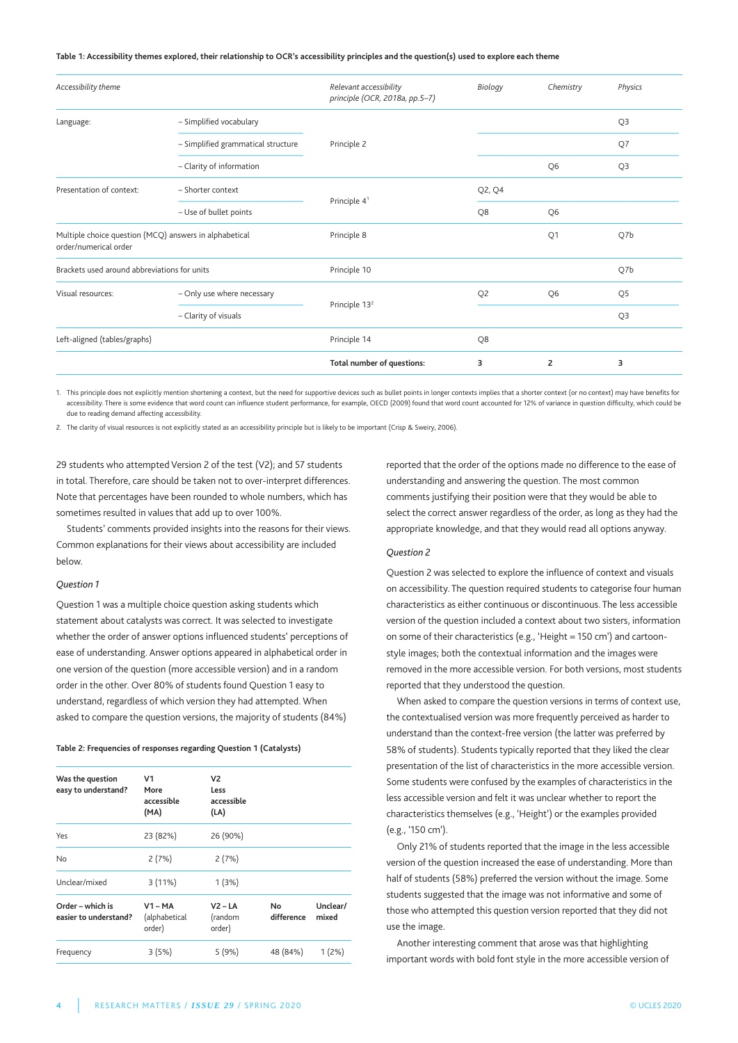**Table 1: Accessibility themes explored, their relationship to OCR's accessibility principles and the question(s) used to explore each theme**

| *Accessibility theme* | | *Relevant accessibility principle (OCR, 2018a, pp.5–7)* | *Biology* | *Chemistry* | *Physics* |
|---|---|---|---|---|---|
| Language: | – Simplified vocabulary | Principle 2 | | | Q3 |
| | – Simplified grammatical structure | | | | Q7 |
| | – Clarity of information | | | Q6 | Q3 |
| Presentation of context: | – Shorter context | Principle 4[1] | Q2, Q4 | | |
| | – Use of bullet points | | Q8 | Q6 | |
| Multiple choice question (MCQ) answers in alphabetical order/numerical order | | Principle 8 | | Q1 | Q7b |
| Brackets used around abbreviations for units | | Principle 10 | | | Q7b |
| Visual resources: | – Only use where necessary | Principle 13[2] | Q2 | Q6 | Q5 |
| | – Clarity of visuals | | | | Q3 |
| Left-aligned (tables/graphs) | | Principle 14 | Q8 | | |
| | | **Total number of questions:** | **3** | **2** | **3** |

1. This principle does not explicitly mention shortening a context, but the need for supportive devices such as bullet points in longer contexts implies that a shorter context (or no context) may have benefits for accessibility. There is some evidence that word count can influence student performance, for example, OECD (2009) found that word count accounted for 12% of variance in question difficulty, which could be due to reading demand affecting accessibility.

2. The clarity of visual resources is not explicitly stated as an accessibility principle but is likely to be important (Crisp & Sweiry, 2006).

29 students who attempted Version 2 of the test (V2); and 57 students in total. Therefore, care should be taken not to over-interpret differences. Note that percentages have been rounded to whole numbers, which has sometimes resulted in values that add up to over 100%.

Students' comments provided insights into the reasons for their views. Common explanations for their views about accessibility are included below.

*Question 1*

Question 1 was a multiple choice question asking students which statement about catalysts was correct. It was selected to investigate whether the order of answer options influenced students' perceptions of ease of understanding. Answer options appeared in alphabetical order in one version of the question (more accessible version) and in a random order in the other. Over 80% of students found Question 1 easy to understand, regardless of which version they had attempted. When asked to compare the question versions, the majority of students (84%) reported that the order of the options made no difference to the ease of understanding and answering the question. The most common comments justifying their position were that they would be able to select the correct answer regardless of the order, as long as they had the appropriate knowledge, and that they would read all options anyway.

**Table 2: Frequencies of responses regarding Question 1 (Catalysts)**

| **Was the question easy to understand?** | **V1 More accessible (MA)** | **V2 Less accessible (LA)** | | |
|---|---|---|---|---|
| Yes | 23 (82%) | 26 (90%) | | |
| No | 2 (7%) | 2 (7%) | | |
| Unclear/mixed | 3 (11%) | 1 (3%) | | |
| **Order – which is easier to understand?** | **V1 – MA** (alphabetical order) | **V2 – LA** (random order) | **No difference** | **Unclear/ mixed** |
| Frequency | 3 (5%) | 5 (9%) | 48 (84%) | 1 (2%) |

*Question 2*

Question 2 was selected to explore the influence of context and visuals on accessibility. The question required students to categorise four human characteristics as either continuous or discontinuous. The less accessible version of the question included a context about two sisters, information on some of their characteristics (e.g., 'Height = 150 cm') and cartoon-style images; both the contextual information and the images were removed in the more accessible version. For both versions, most students reported that they understood the question.

When asked to compare the question versions in terms of context use, the contextualised version was more frequently perceived as harder to understand than the context-free version (the latter was preferred by 58% of students). Students typically reported that they liked the clear presentation of the list of characteristics in the more accessible version. Some students were confused by the examples of characteristics in the less accessible version and felt it was unclear whether to report the characteristics themselves (e.g., 'Height') or the examples provided (e.g., '150 cm').

Only 21% of students reported that the image in the less accessible version of the question increased the ease of understanding. More than half of students (58%) preferred the version without the image. Some students suggested that the image was not informative and some of those who attempted this question version reported that they did not use the image.

Another interesting comment that arose was that highlighting important words with bold font style in the more accessible version of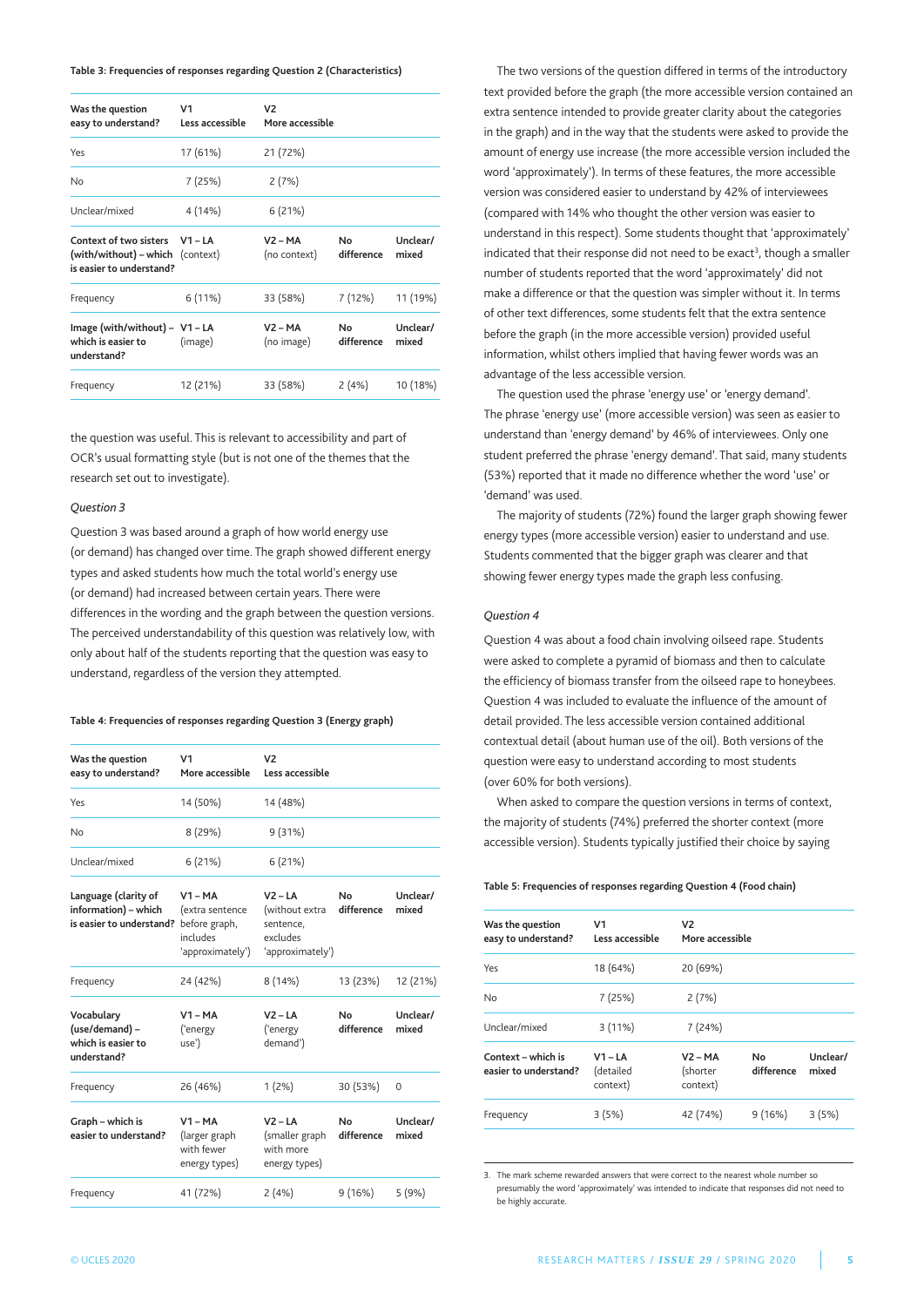**Table 3: Frequencies of responses regarding Question 2 (Characteristics)**

| Was the question easy to understand? | V1 Less accessible | V2 More accessible | | |
|---|---|---|---|---|
| Yes | 17 (61%) | 21 (72%) | | |
| No | 7 (25%) | 2 (7%) | | |
| Unclear/mixed | 4 (14%) | 6 (21%) | | |
| **Context of two sisters (with/without) – which is easier to understand?** | **V1 – LA** (context) | **V2 – MA** (no context) | **No difference** | **Unclear/ mixed** |
| Frequency | 6 (11%) | 33 (58%) | 7 (12%) | 11 (19%) |
| **Image (with/without) – which is easier to understand?** | **V1 – LA** (image) | **V2 – MA** (no image) | **No difference** | **Unclear/ mixed** |
| Frequency | 12 (21%) | 33 (58%) | 2 (4%) | 10 (18%) |

the question was useful. This is relevant to accessibility and part of OCR's usual formatting style (but is not one of the themes that the research set out to investigate).

*Question 3*

Question 3 was based around a graph of how world energy use (or demand) has changed over time. The graph showed different energy types and asked students how much the total world's energy use (or demand) had increased between certain years. There were differences in the wording and the graph between the question versions. The perceived understandability of this question was relatively low, with only about half of the students reporting that the question was easy to understand, regardless of the version they attempted.

**Table 4: Frequencies of responses regarding Question 3 (Energy graph)**

| Was the question easy to understand? | V1 More accessible | V2 Less accessible | | |
|---|---|---|---|---|
| Yes | 14 (50%) | 14 (48%) | | |
| No | 8 (29%) | 9 (31%) | | |
| Unclear/mixed | 6 (21%) | 6 (21%) | | |
| **Language (clarity of information) – which is easier to understand?** | **V1 – MA** (extra sentence before graph, includes 'approximately') | **V2 – LA** (without extra sentence, excludes 'approximately') | **No difference** | **Unclear/ mixed** |
| Frequency | 24 (42%) | 8 (14%) | 13 (23%) | 12 (21%) |
| **Vocabulary (use/demand) – which is easier to understand?** | **V1 – MA** ('energy use') | **V2 – LA** ('energy demand') | **No difference** | **Unclear/ mixed** |
| Frequency | 26 (46%) | 1 (2%) | 30 (53%) | 0 |
| **Graph – which is easier to understand?** | **V1 – MA** (larger graph with fewer energy types) | **V2 – LA** (smaller graph with more energy types) | **No difference** | **Unclear/ mixed** |
| Frequency | 41 (72%) | 2 (4%) | 9 (16%) | 5 (9%) |

The two versions of the question differed in terms of the introductory text provided before the graph (the more accessible version contained an extra sentence intended to provide greater clarity about the categories in the graph) and in the way that the students were asked to provide the amount of energy use increase (the more accessible version included the word 'approximately'). In terms of these features, the more accessible version was considered easier to understand by 42% of interviewees (compared with 14% who thought the other version was easier to understand in this respect). Some students thought that 'approximately' indicated that their response did not need to be exact[3], though a smaller number of students reported that the word 'approximately' did not make a difference or that the question was simpler without it. In terms of other text differences, some students felt that the extra sentence before the graph (in the more accessible version) provided useful information, whilst others implied that having fewer words was an advantage of the less accessible version.

The question used the phrase 'energy use' or 'energy demand'. The phrase 'energy use' (more accessible version) was seen as easier to understand than 'energy demand' by 46% of interviewees. Only one student preferred the phrase 'energy demand'. That said, many students (53%) reported that it made no difference whether the word 'use' or 'demand' was used.

The majority of students (72%) found the larger graph showing fewer energy types (more accessible version) easier to understand and use. Students commented that the bigger graph was clearer and that showing fewer energy types made the graph less confusing.

*Question 4*

Question 4 was about a food chain involving oilseed rape. Students were asked to complete a pyramid of biomass and then to calculate the efficiency of biomass transfer from the oilseed rape to honeybees. Question 4 was included to evaluate the influence of the amount of detail provided. The less accessible version contained additional contextual detail (about human use of the oil). Both versions of the question were easy to understand according to most students (over 60% for both versions).

When asked to compare the question versions in terms of context, the majority of students (74%) preferred the shorter context (more accessible version). Students typically justified their choice by saying

**Table 5: Frequencies of responses regarding Question 4 (Food chain)**

| Was the question easy to understand? | V1 Less accessible | V2 More accessible | | |
|---|---|---|---|---|
| Yes | 18 (64%) | 20 (69%) | | |
| No | 7 (25%) | 2 (7%) | | |
| Unclear/mixed | 3 (11%) | 7 (24%) | | |
| **Context – which is easier to understand?** | **V1 – LA** (detailed context) | **V2 – MA** (shorter context) | **No difference** | **Unclear/ mixed** |
| Frequency | 3 (5%) | 42 (74%) | 9 (16%) | 3 (5%) |

3. The mark scheme rewarded answers that were correct to the nearest whole number so presumably the word 'approximately' was intended to indicate that responses did not need to be highly accurate.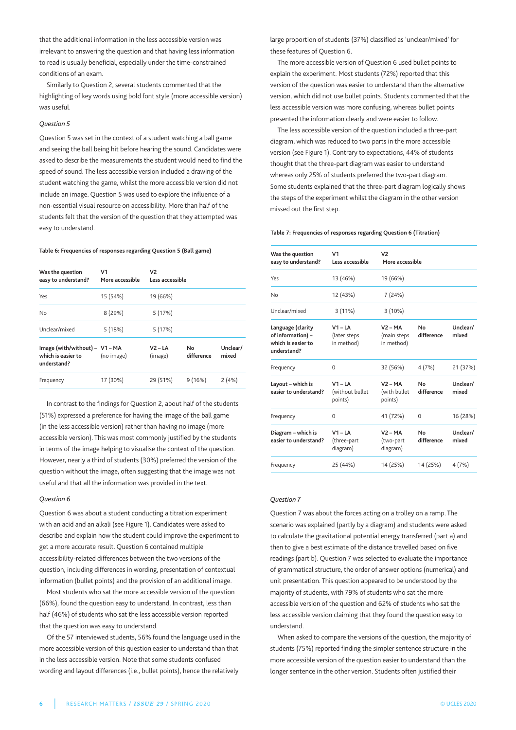that the additional information in the less accessible version was irrelevant to answering the question and that having less information to read is usually beneficial, especially under the time-constrained conditions of an exam.

Similarly to Question 2, several students commented that the highlighting of key words using bold font style (more accessible version) was useful.

*Question 5*

Question 5 was set in the context of a student watching a ball game and seeing the ball being hit before hearing the sound. Candidates were asked to describe the measurements the student would need to find the speed of sound. The less accessible version included a drawing of the student watching the game, whilst the more accessible version did not include an image. Question 5 was used to explore the influence of a non-essential visual resource on accessibility. More than half of the students felt that the version of the question that they attempted was easy to understand.

**Table 6: Frequencies of responses regarding Question 5 (Ball game)**

| Was the question easy to understand? | V1 More accessible | V2 Less accessible | | |
|---|---|---|---|---|
| Yes | 15 (54%) | 19 (66%) | | |
| No | 8 (29%) | 5 (17%) | | |
| Unclear/mixed | 5 (18%) | 5 (17%) | | |
| **Image (with/without) – which is easier to understand?** | **V1 – MA** (no image) | **V2 – LA** (image) | **No difference** | **Unclear/ mixed** |
| Frequency | 17 (30%) | 29 (51%) | 9 (16%) | 2 (4%) |

In contrast to the findings for Question 2, about half of the students (51%) expressed a preference for having the image of the ball game (in the less accessible version) rather than having no image (more accessible version). This was most commonly justified by the students in terms of the image helping to visualise the context of the question. However, nearly a third of students (30%) preferred the version of the question without the image, often suggesting that the image was not useful and that all the information was provided in the text.

*Question 6*

Question 6 was about a student conducting a titration experiment with an acid and an alkali (see Figure 1). Candidates were asked to describe and explain how the student could improve the experiment to get a more accurate result. Question 6 contained multiple accessibility-related differences between the two versions of the question, including differences in wording, presentation of contextual information (bullet points) and the provision of an additional image.

Most students who sat the more accessible version of the question (66%), found the question easy to understand. In contrast, less than half (46%) of students who sat the less accessible version reported that the question was easy to understand.

Of the 57 interviewed students, 56% found the language used in the more accessible version of this question easier to understand than that in the less accessible version. Note that some students confused wording and layout differences (i.e., bullet points), hence the relatively large proportion of students (37%) classified as 'unclear/mixed' for these features of Question 6.

The more accessible version of Question 6 used bullet points to explain the experiment. Most students (72%) reported that this version of the question was easier to understand than the alternative version, which did not use bullet points. Students commented that the less accessible version was more confusing, whereas bullet points presented the information clearly and were easier to follow.

The less accessible version of the question included a three-part diagram, which was reduced to two parts in the more accessible version (see Figure 1). Contrary to expectations, 44% of students thought that the three-part diagram was easier to understand whereas only 25% of students preferred the two-part diagram. Some students explained that the three-part diagram logically shows the steps of the experiment whilst the diagram in the other version missed out the first step.

**Table 7: Frequencies of responses regarding Question 6 (Titration)**

| Was the question easy to understand? | V1 Less accessible | V2 More accessible | | |
|---|---|---|---|---|
| Yes | 13 (46%) | 19 (66%) | | |
| No | 12 (43%) | 7 (24%) | | |
| Unclear/mixed | 3 (11%) | 3 (10%) | | |
| **Language (clarity of information) – which is easier to understand?** | **V1 – LA** (later steps in method) | **V2 – MA** (main steps in method) | **No difference** | **Unclear/ mixed** |
| Frequency | 0 | 32 (56%) | 4 (7%) | 21 (37%) |
| **Layout – which is easier to understand?** | **V1 – LA** (without bullet points) | **V2 – MA** (with bullet points) | **No difference** | **Unclear/ mixed** |
| Frequency | 0 | 41 (72%) | 0 | 16 (28%) |
| **Diagram – which is easier to understand?** | **V1 – LA** (three-part diagram) | **V2 – MA** (two-part diagram) | **No difference** | **Unclear/ mixed** |
| Frequency | 25 (44%) | 14 (25%) | 14 (25%) | 4 (7%) |

*Question 7*

Question 7 was about the forces acting on a trolley on a ramp. The scenario was explained (partly by a diagram) and students were asked to calculate the gravitational potential energy transferred (part a) and then to give a best estimate of the distance travelled based on five readings (part b). Question 7 was selected to evaluate the importance of grammatical structure, the order of answer options (numerical) and unit presentation. This question appeared to be understood by the majority of students, with 79% of students who sat the more accessible version of the question and 62% of students who sat the less accessible version claiming that they found the question easy to understand.

When asked to compare the versions of the question, the majority of students (75%) reported finding the simpler sentence structure in the more accessible version of the question easier to understand than the longer sentence in the other version. Students often justified their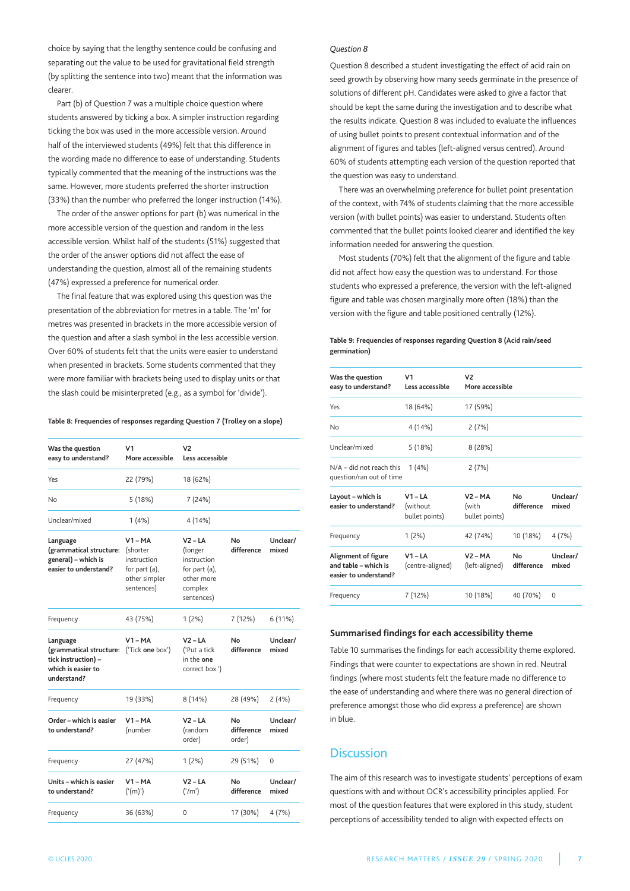choice by saying that the lengthy sentence could be confusing and separating out the value to be used for gravitational field strength (by splitting the sentence into two) meant that the information was clearer.

Part (b) of Question 7 was a multiple choice question where students answered by ticking a box. A simpler instruction regarding ticking the box was used in the more accessible version. Around half of the interviewed students (49%) felt that this difference in the wording made no difference to ease of understanding. Students typically commented that the meaning of the instructions was the same. However, more students preferred the shorter instruction (33%) than the number who preferred the longer instruction (14%).

The order of the answer options for part (b) was numerical in the more accessible version of the question and random in the less accessible version. Whilst half of the students (51%) suggested that the order of the answer options did not affect the ease of understanding the question, almost all of the remaining students (47%) expressed a preference for numerical order.

The final feature that was explored using this question was the presentation of the abbreviation for metres in a table. The 'm' for metres was presented in brackets in the more accessible version of the question and after a slash symbol in the less accessible version. Over 60% of students felt that the units were easier to understand when presented in brackets. Some students commented that they were more familiar with brackets being used to display units or that the slash could be misinterpreted (e.g., as a symbol for 'divide').

**Table 8: Frequencies of responses regarding Question 7 (Trolley on a slope)**

| Was the question easy to understand? | V1 More accessible | V2 Less accessible | | |
|---|---|---|---|---|
| Yes | 22 (79%) | 18 (62%) | | |
| No | 5 (18%) | 7 (24%) | | |
| Unclear/mixed | 1 (4%) | 4 (14%) | | |
| **Language (grammatical structure: general) – which is easier to understand?** | **V1 – MA** (shorter instruction for part (a), other simpler sentences) | **V2 – LA** (longer instruction for part (a), other more complex sentences) | **No difference** | **Unclear/ mixed** |
| Frequency | 43 (75%) | 1 (2%) | 7 (12%) | 6 (11%) |
| **Language (grammatical structure: tick instruction) – which is easier to understand?** | **V1 – MA** ('Tick **one** box') | **V2 – LA** ('Put a tick in the **one** correct box.') | **No difference** | **Unclear/ mixed** |
| Frequency | 19 (33%) | 8 (14%) | 28 (49%) | 2 (4%) |
| **Order – which is easier to understand?** | **V1 – MA** (number | **V2 – LA** (random order) | **No difference** order) | **Unclear/ mixed** |
| Frequency | 27 (47%) | 1 (2%) | 29 (51%) | 0 |
| **Units – which is easier to understand?** | **V1 – MA** ('(m)') | **V2 – LA** ('/m') | **No difference** | **Unclear/ mixed** |
| Frequency | 36 (63%) | 0 | 17 (30%) | 4 (7%) |

*Question 8*

Question 8 described a student investigating the effect of acid rain on seed growth by observing how many seeds germinate in the presence of solutions of different pH. Candidates were asked to give a factor that should be kept the same during the investigation and to describe what the results indicate. Question 8 was included to evaluate the influences of using bullet points to present contextual information and of the alignment of figures and tables (left-aligned versus centred). Around 60% of students attempting each version of the question reported that the question was easy to understand.

There was an overwhelming preference for bullet point presentation of the context, with 74% of students claiming that the more accessible version (with bullet points) was easier to understand. Students often commented that the bullet points looked clearer and identified the key information needed for answering the question.

Most students (70%) felt that the alignment of the figure and table did not affect how easy the question was to understand. For those students who expressed a preference, the version with the left-aligned figure and table was chosen marginally more often (18%) than the version with the figure and table positioned centrally (12%).

**Table 9: Frequencies of responses regarding Question 8 (Acid rain/seed germination)**

| Was the question easy to understand? | V1 Less accessible | V2 More accessible | | |
|---|---|---|---|---|
| Yes | 18 (64%) | 17 (59%) | | |
| No | 4 (14%) | 2 (7%) | | |
| Unclear/mixed | 5 (18%) | 8 (28%) | | |
| N/A – did not reach this question/ran out of time | 1 (4%) | 2 (7%) | | |
| **Layout – which is easier to understand?** | **V1 – LA** (without bullet points) | **V2 – MA** (with bullet points) | **No difference** | **Unclear/ mixed** |
| Frequency | 1 (2%) | 42 (74%) | 10 (18%) | 4 (7%) |
| **Alignment of figure and table – which is easier to understand?** | **V1 – LA** (centre-aligned) | **V2 – MA** (left-aligned) | **No difference** | **Unclear/ mixed** |
| Frequency | 7 (12%) | 10 (18%) | 40 (70%) | 0 |

### Summarised findings for each accessibility theme

Table 10 summarises the findings for each accessibility theme explored. Findings that were counter to expectations are shown in red. Neutral findings (where most students felt the feature made no difference to the ease of understanding and where there was no general direction of preference amongst those who did express a preference) are shown in blue.

## Discussion

The aim of this research was to investigate students' perceptions of exam questions with and without OCR's accessibility principles applied. For most of the question features that were explored in this study, student perceptions of accessibility tended to align with expected effects on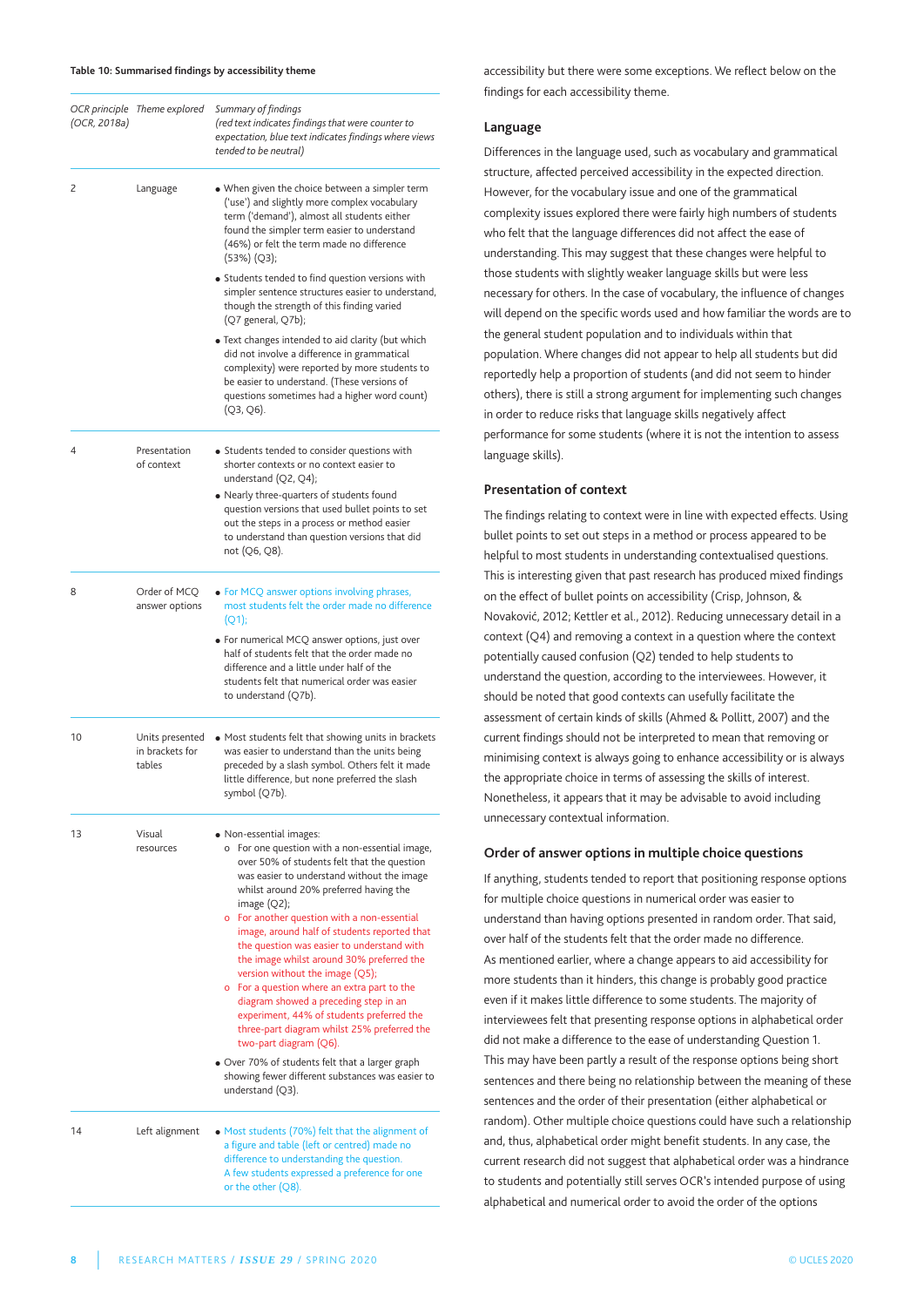**Table 10: Summarised findings by accessibility theme**

| *OCR principle (OCR, 2018a)* | *Theme explored* | *Summary of findings (red text indicates findings that were counter to expectation, blue text indicates findings where views tended to be neutral)* |
|---|---|---|
| 2 | Language | • When given the choice between a simpler term ('use') and slightly more complex vocabulary term ('demand'), almost all students either found the simpler term easier to understand (46%) or felt the term made no difference (53%) (Q3);<br>• Students tended to find question versions with simpler sentence structures easier to understand, though the strength of this finding varied (Q7 general, Q7b);<br>• Text changes intended to aid clarity (but which did not involve a difference in grammatical complexity) were reported by more students to be easier to understand. (These versions of questions sometimes had a higher word count) (Q3, Q6). |
| 4 | Presentation of context | • Students tended to consider questions with shorter contexts or no context easier to understand (Q2, Q4);<br>• Nearly three-quarters of students found question versions that used bullet points to set out the steps in a process or method easier to understand than question versions that did not (Q6, Q8). |
| 8 | Order of MCQ answer options | • For MCQ answer options involving phrases, most students felt the order made no difference (Q1);<br>• For numerical MCQ answer options, just over half of students felt that the order made no difference and a little under half of the students felt that numerical order was easier to understand (Q7b). |
| 10 | Units presented in brackets for tables | • Most students felt that showing units in brackets was easier to understand than the units being preceded by a slash symbol. Others felt it made little difference, but none preferred the slash symbol (Q7b). |
| 13 | Visual resources | • Non-essential images:<br>o For one question with a non-essential image, over 50% of students felt that the question was easier to understand without the image whilst around 20% preferred having the image (Q2);<br>o For another question with a non-essential image, around half of students reported that the question was easier to understand with the image whilst around 30% preferred the version without the image (Q5);<br>o For a question where an extra part to the diagram showed a preceding step in an experiment, 44% of students preferred the three-part diagram whilst 25% preferred the two-part diagram (Q6).<br>• Over 70% of students felt that a larger graph showing fewer different substances was easier to understand (Q3). |
| 14 | Left alignment | • Most students (70%) felt that the alignment of a figure and table (left or centred) made no difference to understanding the question. A few students expressed a preference for one or the other (Q8). |

accessibility but there were some exceptions. We reflect below on the findings for each accessibility theme.

## Language

Differences in the language used, such as vocabulary and grammatical structure, affected perceived accessibility in the expected direction. However, for the vocabulary issue and one of the grammatical complexity issues explored there were fairly high numbers of students who felt that the language differences did not affect the ease of understanding. This may suggest that these changes were helpful to those students with slightly weaker language skills but were less necessary for others. In the case of vocabulary, the influence of changes will depend on the specific words used and how familiar the words are to the general student population and to individuals within that population. Where changes did not appear to help all students but did reportedly help a proportion of students (and did not seem to hinder others), there is still a strong argument for implementing such changes in order to reduce risks that language skills negatively affect performance for some students (where it is not the intention to assess language skills).

## Presentation of context

The findings relating to context were in line with expected effects. Using bullet points to set out steps in a method or process appeared to be helpful to most students in understanding contextualised questions. This is interesting given that past research has produced mixed findings on the effect of bullet points on accessibility (Crisp, Johnson, & Novaković, 2012; Kettler et al., 2012). Reducing unnecessary detail in a context (Q4) and removing a context in a question where the context potentially caused confusion (Q2) tended to help students to understand the question, according to the interviewees. However, it should be noted that good contexts can usefully facilitate the assessment of certain kinds of skills (Ahmed & Pollitt, 2007) and the current findings should not be interpreted to mean that removing or minimising context is always going to enhance accessibility or is always the appropriate choice in terms of assessing the skills of interest. Nonetheless, it appears that it may be advisable to avoid including unnecessary contextual information.

## Order of answer options in multiple choice questions

If anything, students tended to report that positioning response options for multiple choice questions in numerical order was easier to understand than having options presented in random order. That said, over half of the students felt that the order made no difference. As mentioned earlier, where a change appears to aid accessibility for more students than it hinders, this change is probably good practice even if it makes little difference to some students. The majority of interviewees felt that presenting response options in alphabetical order did not make a difference to the ease of understanding Question 1. This may have been partly a result of the response options being short sentences and there being no relationship between the meaning of these sentences and the order of their presentation (either alphabetical or random). Other multiple choice questions could have such a relationship and, thus, alphabetical order might benefit students. In any case, the current research did not suggest that alphabetical order was a hindrance to students and potentially still serves OCR's intended purpose of using alphabetical and numerical order to avoid the order of the options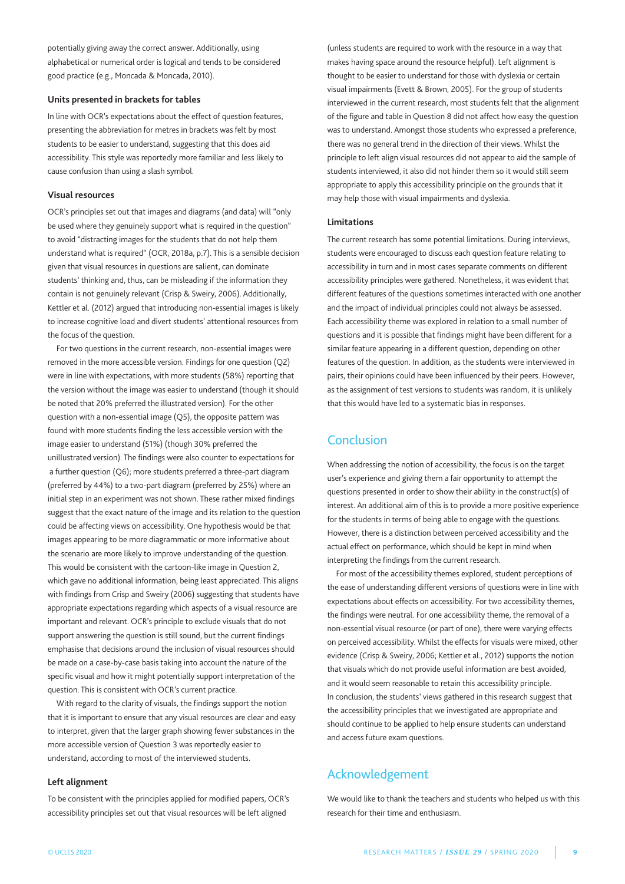potentially giving away the correct answer. Additionally, using alphabetical or numerical order is logical and tends to be considered good practice (e.g., Moncada & Moncada, 2010).

### Units presented in brackets for tables

In line with OCR's expectations about the effect of question features, presenting the abbreviation for metres in brackets was felt by most students to be easier to understand, suggesting that this does aid accessibility. This style was reportedly more familiar and less likely to cause confusion than using a slash symbol.

### Visual resources

OCR's principles set out that images and diagrams (and data) will "only be used where they genuinely support what is required in the question" to avoid "distracting images for the students that do not help them understand what is required" (OCR, 2018a, p.7). This is a sensible decision given that visual resources in questions are salient, can dominate students' thinking and, thus, can be misleading if the information they contain is not genuinely relevant (Crisp & Sweiry, 2006). Additionally, Kettler et al. (2012) argued that introducing non-essential images is likely to increase cognitive load and divert students' attentional resources from the focus of the question.

For two questions in the current research, non-essential images were removed in the more accessible version. Findings for one question (Q2) were in line with expectations, with more students (58%) reporting that the version without the image was easier to understand (though it should be noted that 20% preferred the illustrated version). For the other question with a non-essential image (Q5), the opposite pattern was found with more students finding the less accessible version with the image easier to understand (51%) (though 30% preferred the unillustrated version). The findings were also counter to expectations for a further question (Q6); more students preferred a three-part diagram (preferred by 44%) to a two-part diagram (preferred by 25%) where an initial step in an experiment was not shown. These rather mixed findings suggest that the exact nature of the image and its relation to the question could be affecting views on accessibility. One hypothesis would be that images appearing to be more diagrammatic or more informative about the scenario are more likely to improve understanding of the question. This would be consistent with the cartoon-like image in Question 2, which gave no additional information, being least appreciated. This aligns with findings from Crisp and Sweiry (2006) suggesting that students have appropriate expectations regarding which aspects of a visual resource are important and relevant. OCR's principle to exclude visuals that do not support answering the question is still sound, but the current findings emphasise that decisions around the inclusion of visual resources should be made on a case-by-case basis taking into account the nature of the specific visual and how it might potentially support interpretation of the question. This is consistent with OCR's current practice.

With regard to the clarity of visuals, the findings support the notion that it is important to ensure that any visual resources are clear and easy to interpret, given that the larger graph showing fewer substances in the more accessible version of Question 3 was reportedly easier to understand, according to most of the interviewed students.

### Left alignment

To be consistent with the principles applied for modified papers, OCR's accessibility principles set out that visual resources will be left aligned (unless students are required to work with the resource in a way that makes having space around the resource helpful). Left alignment is thought to be easier to understand for those with dyslexia or certain visual impairments (Evett & Brown, 2005). For the group of students interviewed in the current research, most students felt that the alignment of the figure and table in Question 8 did not affect how easy the question was to understand. Amongst those students who expressed a preference, there was no general trend in the direction of their views. Whilst the principle to left align visual resources did not appear to aid the sample of students interviewed, it also did not hinder them so it would still seem appropriate to apply this accessibility principle on the grounds that it may help those with visual impairments and dyslexia.

### Limitations

The current research has some potential limitations. During interviews, students were encouraged to discuss each question feature relating to accessibility in turn and in most cases separate comments on different accessibility principles were gathered. Nonetheless, it was evident that different features of the questions sometimes interacted with one another and the impact of individual principles could not always be assessed. Each accessibility theme was explored in relation to a small number of questions and it is possible that findings might have been different for a similar feature appearing in a different question, depending on other features of the question. In addition, as the students were interviewed in pairs, their opinions could have been influenced by their peers. However, as the assignment of test versions to students was random, it is unlikely that this would have led to a systematic bias in responses.

## Conclusion

When addressing the notion of accessibility, the focus is on the target user's experience and giving them a fair opportunity to attempt the questions presented in order to show their ability in the construct(s) of interest. An additional aim of this is to provide a more positive experience for the students in terms of being able to engage with the questions. However, there is a distinction between perceived accessibility and the actual effect on performance, which should be kept in mind when interpreting the findings from the current research.

For most of the accessibility themes explored, student perceptions of the ease of understanding different versions of questions were in line with expectations about effects on accessibility. For two accessibility themes, the findings were neutral. For one accessibility theme, the removal of a non-essential visual resource (or part of one), there were varying effects on perceived accessibility. Whilst the effects for visuals were mixed, other evidence (Crisp & Sweiry, 2006; Kettler et al., 2012) supports the notion that visuals which do not provide useful information are best avoided, and it would seem reasonable to retain this accessibility principle. In conclusion, the students' views gathered in this research suggest that the accessibility principles that we investigated are appropriate and should continue to be applied to help ensure students can understand and access future exam questions.

## Acknowledgement

We would like to thank the teachers and students who helped us with this research for their time and enthusiasm.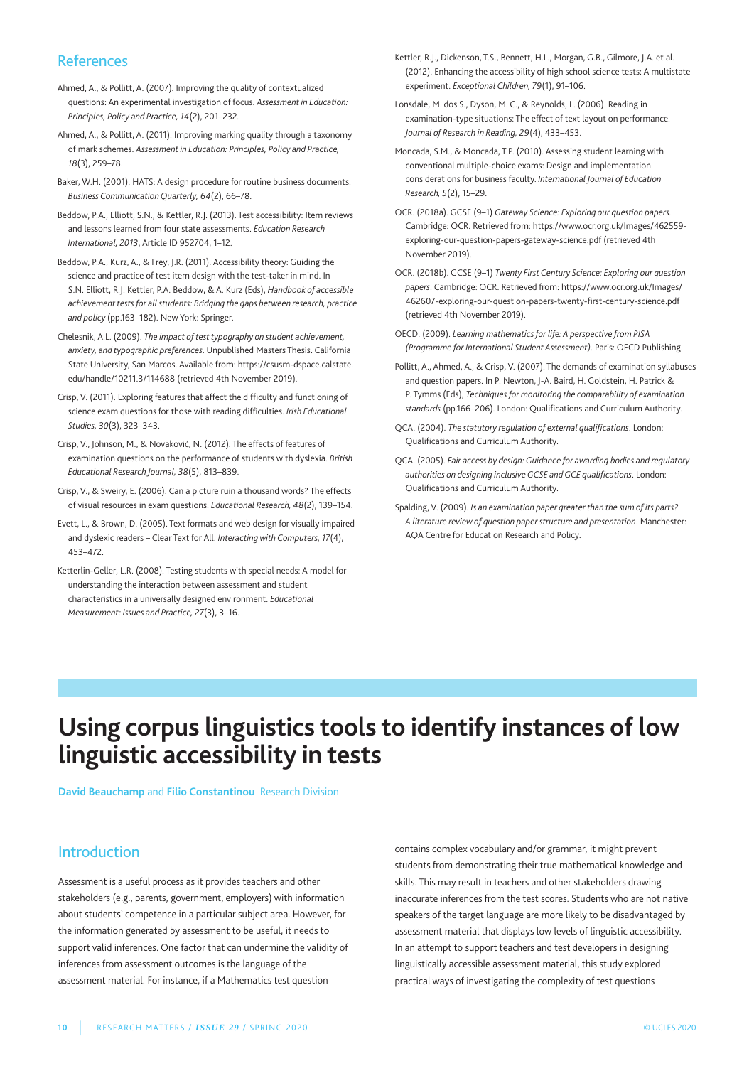## References

Ahmed, A., & Pollitt, A. (2007). Improving the quality of contextualized questions: An experimental investigation of focus. *Assessment in Education: Principles, Policy and Practice, 14*(2), 201–232.

Ahmed, A., & Pollitt, A. (2011). Improving marking quality through a taxonomy of mark schemes. *Assessment in Education: Principles, Policy and Practice, 18*(3), 259–78.

Baker, W.H. (2001). HATS: A design procedure for routine business documents. *Business Communication Quarterly, 64*(2), 66–78.

Beddow, P.A., Elliott, S.N., & Kettler, R.J. (2013). Test accessibility: Item reviews and lessons learned from four state assessments. *Education Research International, 2013*, Article ID 952704, 1–12.

Beddow, P.A., Kurz, A., & Frey, J.R. (2011). Accessibility theory: Guiding the science and practice of test item design with the test-taker in mind. In S.N. Elliott, R.J. Kettler, P.A. Beddow, & A. Kurz (Eds), *Handbook of accessible achievement tests for all students: Bridging the gaps between research, practice and policy* (pp.163–182). New York: Springer.

Chelesnik, A.L. (2009). *The impact of test typography on student achievement, anxiety, and typographic preferences*. Unpublished Masters Thesis. California State University, San Marcos. Available from: https://csusm-dspace.calstate.edu/handle/10211.3/114688 (retrieved 4th November 2019).

Crisp, V. (2011). Exploring features that affect the difficulty and functioning of science exam questions for those with reading difficulties. *Irish Educational Studies, 30*(3), 323–343.

Crisp, V., Johnson, M., & Novaković, N. (2012). The effects of features of examination questions on the performance of students with dyslexia. *British Educational Research Journal, 38*(5), 813–839.

Crisp, V., & Sweiry, E. (2006). Can a picture ruin a thousand words? The effects of visual resources in exam questions. *Educational Research, 48*(2), 139–154.

Evett, L., & Brown, D. (2005). Text formats and web design for visually impaired and dyslexic readers – Clear Text for All. *Interacting with Computers, 17*(4), 453–472.

Ketterlin-Geller, L.R. (2008). Testing students with special needs: A model for understanding the interaction between assessment and student characteristics in a universally designed environment. *Educational Measurement: Issues and Practice, 27*(3), 3–16.

Kettler, R.J., Dickenson, T.S., Bennett, H.L., Morgan, G.B., Gilmore, J.A. et al. (2012). Enhancing the accessibility of high school science tests: A multistate experiment. *Exceptional Children, 79*(1), 91–106.

Lonsdale, M. dos S., Dyson, M. C., & Reynolds, L. (2006). Reading in examination-type situations: The effect of text layout on performance. *Journal of Research in Reading, 29*(4), 433–453.

Moncada, S.M., & Moncada, T.P. (2010). Assessing student learning with conventional multiple-choice exams: Design and implementation considerations for business faculty. *International Journal of Education Research, 5*(2), 15–29.

OCR. (2018a). GCSE (9–1) *Gateway Science: Exploring our question papers*. Cambridge: OCR. Retrieved from: https://www.ocr.org.uk/Images/462559-exploring-our-question-papers-gateway-science.pdf (retrieved 4th November 2019).

OCR. (2018b). GCSE (9–1) *Twenty First Century Science: Exploring our question papers*. Cambridge: OCR. Retrieved from: https://www.ocr.org.uk/Images/462607-exploring-our-question-papers-twenty-first-century-science.pdf (retrieved 4th November 2019).

OECD. (2009). *Learning mathematics for life: A perspective from PISA (Programme for International Student Assessment)*. Paris: OECD Publishing.

Pollitt, A., Ahmed, A., & Crisp, V. (2007). The demands of examination syllabuses and question papers. In P. Newton, J-A. Baird, H. Goldstein, H. Patrick & P. Tymms (Eds), *Techniques for monitoring the comparability of examination standards* (pp.166–206). London: Qualifications and Curriculum Authority.

QCA. (2004). *The statutory regulation of external qualifications*. London: Qualifications and Curriculum Authority.

QCA. (2005). *Fair access by design: Guidance for awarding bodies and regulatory authorities on designing inclusive GCSE and GCE qualifications*. London: Qualifications and Curriculum Authority.

Spalding, V. (2009). *Is an examination paper greater than the sum of its parts? A literature review of question paper structure and presentation*. Manchester: AQA Centre for Education Research and Policy.

# Using corpus linguistics tools to identify instances of low linguistic accessibility in tests

**David Beauchamp** and **Filio Constantinou** Research Division

## Introduction

Assessment is a useful process as it provides teachers and other stakeholders (e.g., parents, government, employers) with information about students' competence in a particular subject area. However, for the information generated by assessment to be useful, it needs to support valid inferences. One factor that can undermine the validity of inferences from assessment outcomes is the language of the assessment material. For instance, if a Mathematics test question contains complex vocabulary and/or grammar, it might prevent students from demonstrating their true mathematical knowledge and skills. This may result in teachers and other stakeholders drawing inaccurate inferences from the test scores. Students who are not native speakers of the target language are more likely to be disadvantaged by assessment material that displays low levels of linguistic accessibility. In an attempt to support teachers and test developers in designing linguistically accessible assessment material, this study explored practical ways of investigating the complexity of test questions